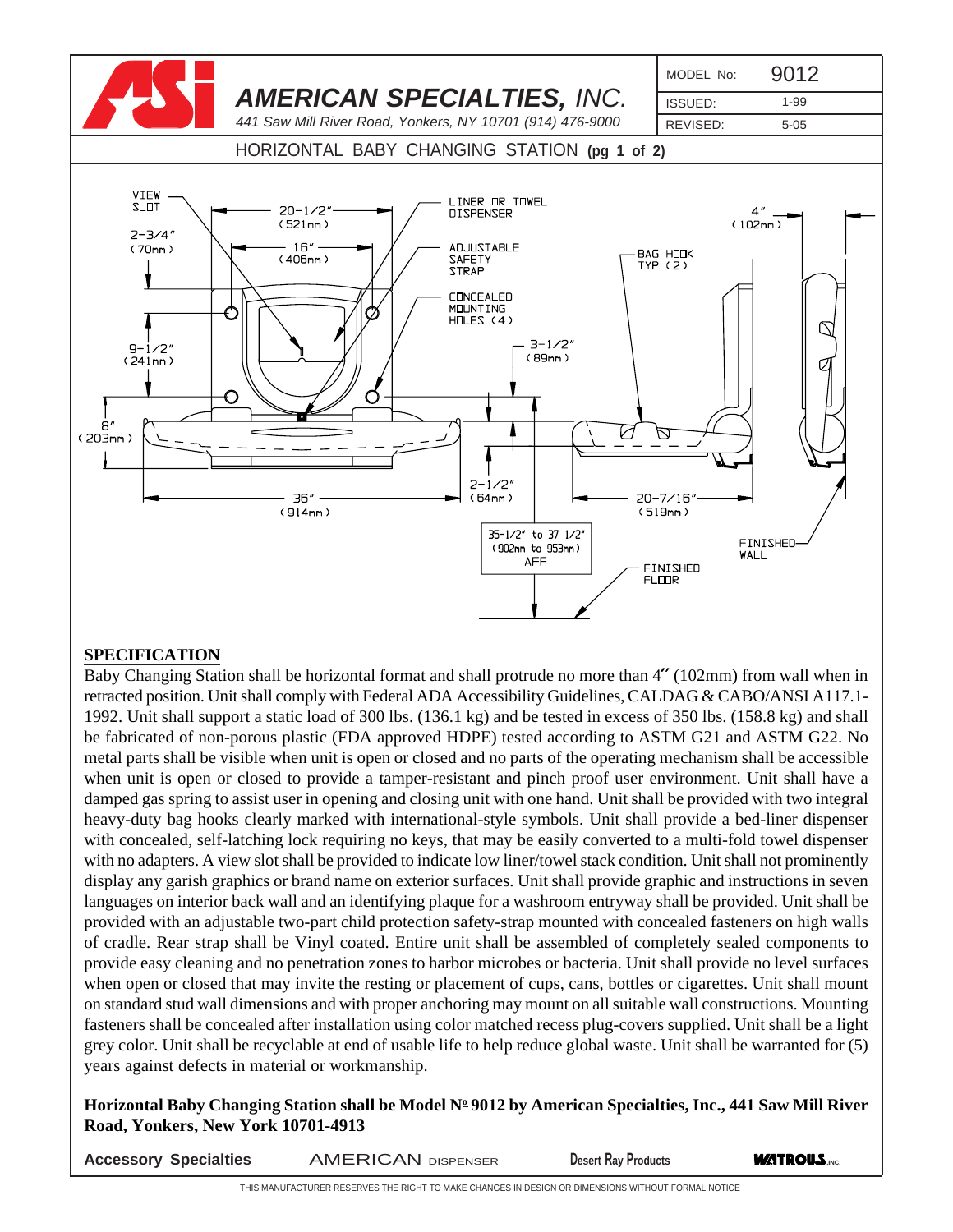# AMERICAN SPECIALTIES, INC.

*441 Saw Mill River Road, Yonkers, NY 10701 (914) 476-9000*

| MODEL No: | 9012 |
|---|---|
| ISSUED: | 1-99 |
| REVISED: | 5-05 |

## HORIZONTAL BABY CHANGING STATION (pg 1 of 2)

VIEW SLOT

20-1/2" (521mm)

LINER OR TOWEL DISPENSER

2-3/4" (70mm)

16" (406mm)

ADJUSTABLE SAFETY STRAP

CONCEALED MOUNTING HOLES (4)

BAG HOOK TYP (2)

4" (102mm)

9-1/2" (241mm)

3-1/2" (89mm)

8" (203mm)

2-1/2" (64mm)

36" (914mm)

20-7/16" (519mm)

35-1/2" to 37 1/2" (902mm to 953mm) AFF

FINISHED WALL

FINISHED FLOOR

## SPECIFICATION

Baby Changing Station shall be horizontal format and shall protrude no more than 4" (102mm) from wall when in retracted position. Unit shall comply with Federal ADA Accessibility Guidelines, CALDAG & CABO/ANSI A117.1-1992. Unit shall support a static load of 300 lbs. (136.1 kg) and be tested in excess of 350 lbs. (158.8 kg) and shall be fabricated of non-porous plastic (FDA approved HDPE) tested according to ASTM G21 and ASTM G22. No metal parts shall be visible when unit is open or closed and no parts of the operating mechanism shall be accessible when unit is open or closed to provide a tamper-resistant and pinch proof user environment. Unit shall have a damped gas spring to assist user in opening and closing unit with one hand. Unit shall be provided with two integral heavy-duty bag hooks clearly marked with international-style symbols. Unit shall provide a bed-liner dispenser with concealed, self-latching lock requiring no keys, that may be easily converted to a multi-fold towel dispenser with no adapters. A view slot shall be provided to indicate low liner/towel stack condition. Unit shall not prominently display any garish graphics or brand name on exterior surfaces. Unit shall provide graphic and instructions in seven languages on interior back wall and an identifying plaque for a washroom entryway shall be provided. Unit shall be provided with an adjustable two-part child protection safety-strap mounted with concealed fasteners on high walls of cradle. Rear strap shall be Vinyl coated. Entire unit shall be assembled of completely sealed components to provide easy cleaning and no penetration zones to harbor microbes or bacteria. Unit shall provide no level surfaces when open or closed that may invite the resting or placement of cups, cans, bottles or cigarettes. Unit shall mount on standard stud wall dimensions and with proper anchoring may mount on all suitable wall constructions. Mounting fasteners shall be concealed after installation using color matched recess plug-covers supplied. Unit shall be a light grey color. Unit shall be recyclable at end of usable life to help reduce global waste. Unit shall be warranted for (5) years against defects in material or workmanship.

**Horizontal Baby Changing Station shall be Model Nº 9012 by American Specialties, Inc., 441 Saw Mill River Road, Yonkers, New York 10701-4913**

Accessory Specialties | AMERICAN DISPENSER | Desert Ray Products | WATROUS INC.

THIS MANUFACTURER RESERVES THE RIGHT TO MAKE CHANGES IN DESIGN OR DIMENSIONS WITHOUT FORMAL NOTICE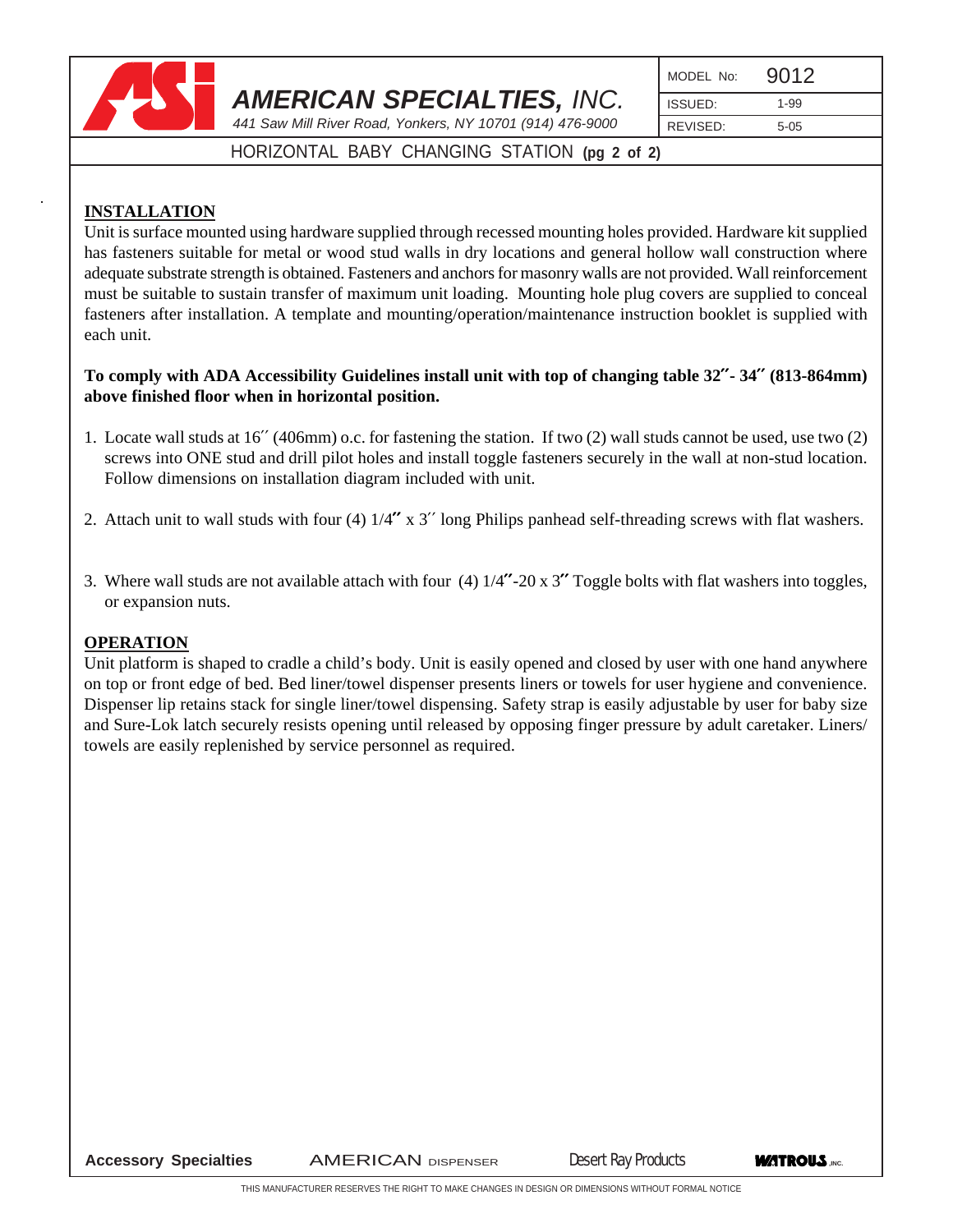## INSTALLATION

Unit is surface mounted using hardware supplied through recessed mounting holes provided. Hardware kit supplied has fasteners suitable for metal or wood stud walls in dry locations and general hollow wall construction where adequate substrate strength is obtained. Fasteners and anchors for masonry walls are not provided. Wall reinforcement must be suitable to sustain transfer of maximum unit loading. Mounting hole plug covers are supplied to conceal fasteners after installation. A template and mounting/operation/maintenance instruction booklet is supplied with each unit.

**To comply with ADA Accessibility Guidelines install unit with top of changing table 32″- 34″ (813-864mm) above finished floor when in horizontal position.**

1. Locate wall studs at 16″ (406mm) o.c. for fastening the station. If two (2) wall studs cannot be used, use two (2) screws into ONE stud and drill pilot holes and install toggle fasteners securely in the wall at non-stud location. Follow dimensions on installation diagram included with unit.

2. Attach unit to wall studs with four (4) 1/4″ x 3″ long Philips panhead self-threading screws with flat washers.

3. Where wall studs are not available attach with four (4) 1/4″-20 x 3″ Toggle bolts with flat washers into toggles, or expansion nuts.

## OPERATION

Unit platform is shaped to cradle a child's body. Unit is easily opened and closed by user with one hand anywhere on top or front edge of bed. Bed liner/towel dispenser presents liners or towels for user hygiene and convenience. Dispenser lip retains stack for single liner/towel dispensing. Safety strap is easily adjustable by user for baby size and Sure-Lok latch securely resists opening until released by opposing finger pressure by adult caretaker. Liners/towels are easily replenished by service personnel as required.

Accessory Specialties   AMERICAN DISPENSER   Desert Ray Products   WATROUS, INC.

THIS MANUFACTURER RESERVES THE RIGHT TO MAKE CHANGES IN DESIGN OR DIMENSIONS WITHOUT FORMAL NOTICE